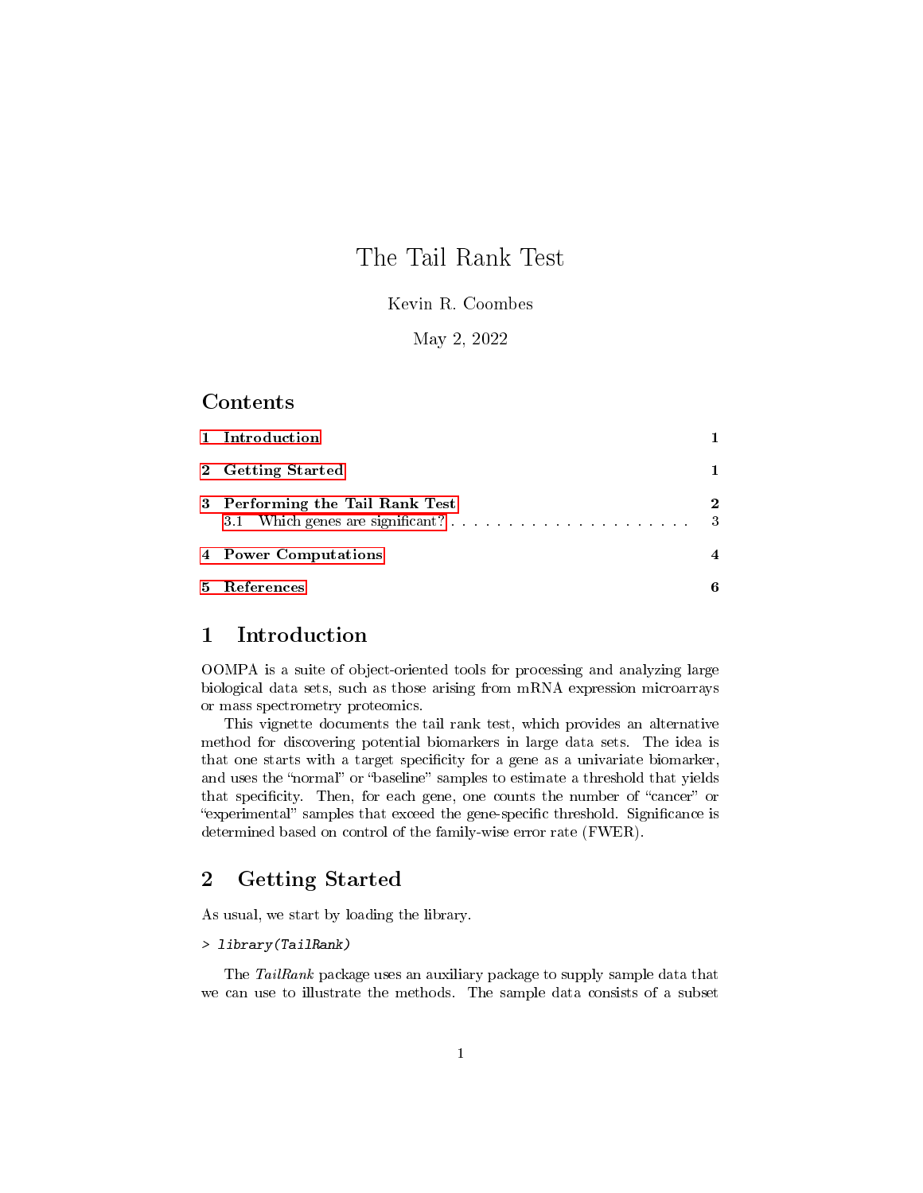# The Tail Rank Test

Kevin R. Coombes

May 2, 2022

## Contents

1 Introduction — 1

2 Getting Started — 1

3 Performing the Tail Rank Test — 2
  3.1 Which genes are significant? — 3

4 Power Computations — 4

5 References — 6

## 1 Introduction

OOMPA is a suite of object-oriented tools for processing and analyzing large biological data sets, such as those arising from mRNA expression microarrays or mass spectrometry proteomics.

This vignette documents the tail rank test, which provides an alternative method for discovering potential biomarkers in large data sets. The idea is that one starts with a target specificity for a gene as a univariate biomarker, and uses the "normal" or "baseline" samples to estimate a threshold that yields that specificity. Then, for each gene, one counts the number of "cancer" or "experimental" samples that exceed the gene-specific threshold. Significance is determined based on control of the family-wise error rate (FWER).

## 2 Getting Started

As usual, we start by loading the library.

```
> library(TailRank)
```

The *TailRank* package uses an auxiliary package to supply sample data that we can use to illustrate the methods. The sample data consists of a subset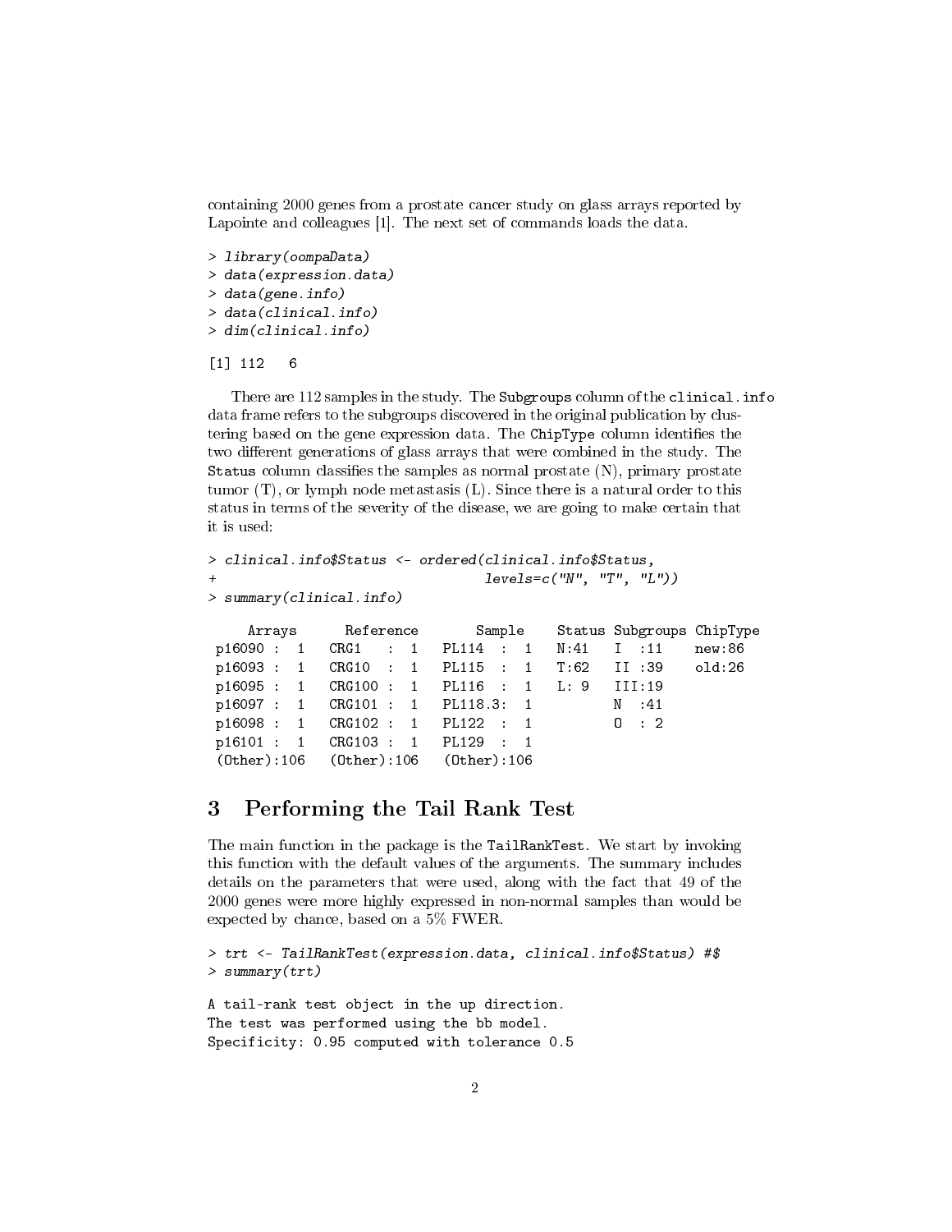containing 2000 genes from a prostate cancer study on glass arrays reported by Lapointe and colleagues [1]. The next set of commands loads the data.

```
> library(oompaData)
> data(expression.data)
> data(gene.info)
> data(clinical.info)
> dim(clinical.info)

[1] 112   6
```

There are 112 samples in the study. The `Subgroups` column of the `clinical.info` data frame refers to the subgroups discovered in the original publication by clustering based on the gene expression data. The `ChipType` column identifies the two different generations of glass arrays that were combined in the study. The `Status` column classifies the samples as normal prostate (N), primary prostate tumor (T), or lymph node metastasis (L). Since there is a natural order to this status in terms of the severity of the disease, we are going to make certain that it is used:

```
> clinical.info$Status <- ordered(clinical.info$Status,
+                                 levels=c("N", "T", "L"))
> summary(clinical.info)

     Arrays       Reference        Sample     Status Subgroups ChipType
 p16090 :  1   CRG1   :  1   PL114  :  1   N:41   I  :11    new:86  
 p16093 :  1   CRG10  :  1   PL115  :  1   T:62   II :39    old:26  
 p16095 :  1   CRG100 :  1   PL116  :  1   L: 9   III:19            
 p16097 :  1   CRG101 :  1   PL118.3:  1          N  :41            
 p16098 :  1   CRG102 :  1   PL122  :  1          O  : 2            
 p16101 :  1   CRG103 :  1   PL129  :  1                            
 (Other):106   (Other):106   (Other):106                            
```

## 3 Performing the Tail Rank Test

The main function in the package is the `TailRankTest`. We start by invoking this function with the default values of the arguments. The summary includes details on the parameters that were used, along with the fact that 49 of the 2000 genes were more highly expressed in non-normal samples than would be expected by chance, based on a 5% FWER.

```
> trt <- TailRankTest(expression.data, clinical.info$Status) #$
> summary(trt)

A tail-rank test object in the up direction.
The test was performed using the bb model.
Specificity: 0.95 computed with tolerance 0.5
```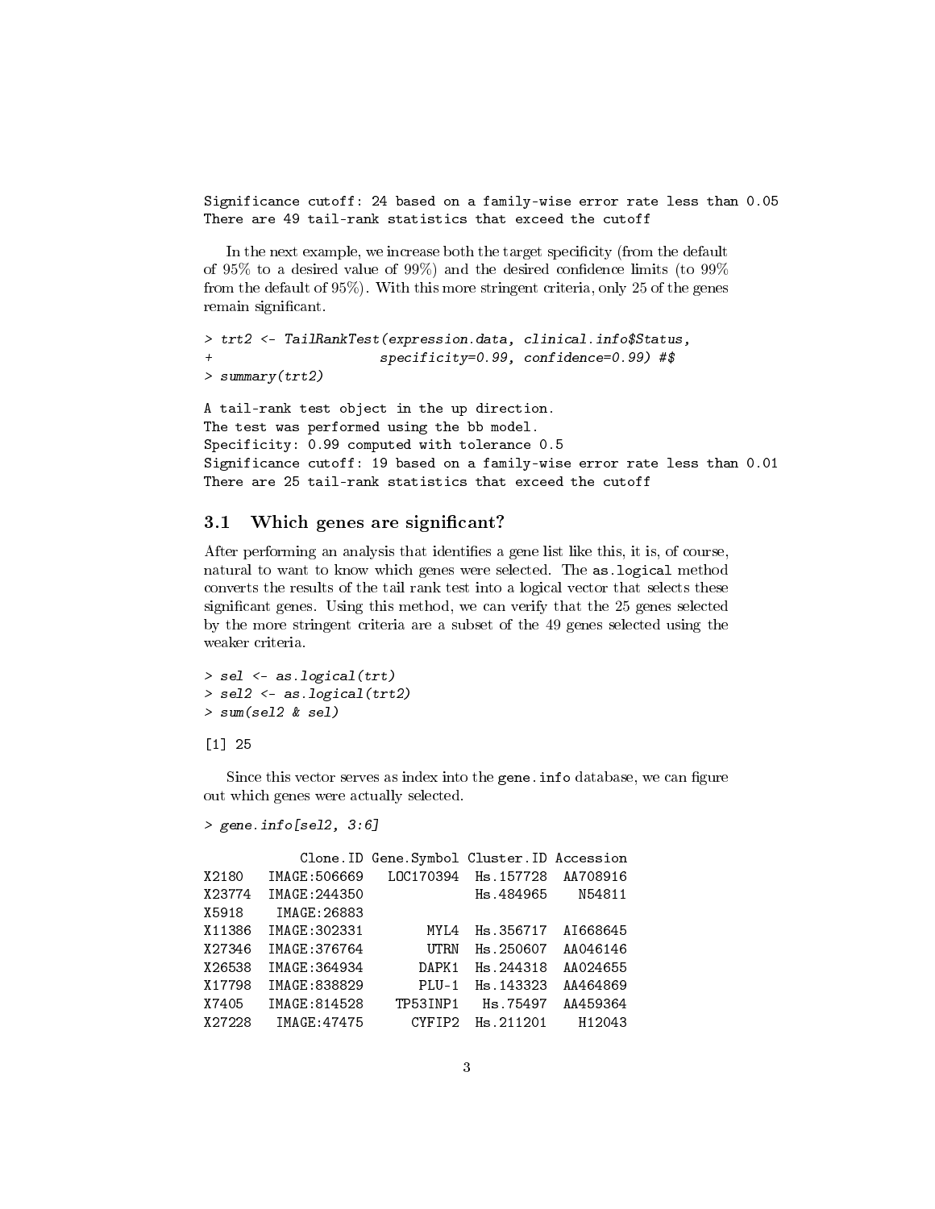```
Significance cutoff: 24 based on a family-wise error rate less than 0.05
There are 49 tail-rank statistics that exceed the cutoff
```

In the next example, we increase both the target specificity (from the default of 95% to a desired value of 99%) and the desired confidence limits (to 99% from the default of 95%). With this more stringent criteria, only 25 of the genes remain significant.

```
> trt2 <- TailRankTest(expression.data, clinical.info$Status,
+                      specificity=0.99, confidence=0.99) #$
> summary(trt2)
```

```
A tail-rank test object in the up direction.
The test was performed using the bb model.
Specificity: 0.99 computed with tolerance 0.5
Significance cutoff: 19 based on a family-wise error rate less than 0.01
There are 25 tail-rank statistics that exceed the cutoff
```

## 3.1 Which genes are significant?

After performing an analysis that identifies a gene list like this, it is, of course, natural to want to know which genes were selected. The `as.logical` method converts the results of the tail rank test into a logical vector that selects these significant genes. Using this method, we can verify that the 25 genes selected by the more stringent criteria are a subset of the 49 genes selected using the weaker criteria.

```
> sel <- as.logical(trt)
> sel2 <- as.logical(trt2)
> sum(sel2 & sel)
```

```
[1] 25
```

Since this vector serves as index into the `gene.info` database, we can figure out which genes were actually selected.

```
> gene.info[sel2, 3:6]
```

```
          Clone.ID Gene.Symbol Cluster.ID Accession
X2180   IMAGE:506669   LOC170394  Hs.157728  AA708916
X23774  IMAGE:244350              Hs.484965    N54811
X5918    IMAGE:26883
X11386  IMAGE:302331        MYL4  Hs.356717  AI668645
X27346  IMAGE:376764        UTRN  Hs.250607  AA046146
X26538  IMAGE:364934       DAPK1  Hs.244318  AA024655
X17798  IMAGE:838829       PLU-1  Hs.143323  AA464869
X7405   IMAGE:814528     TP53INP1   Hs.75497  AA459364
X27228   IMAGE:47475      CYFIP2  Hs.211201    H12043
```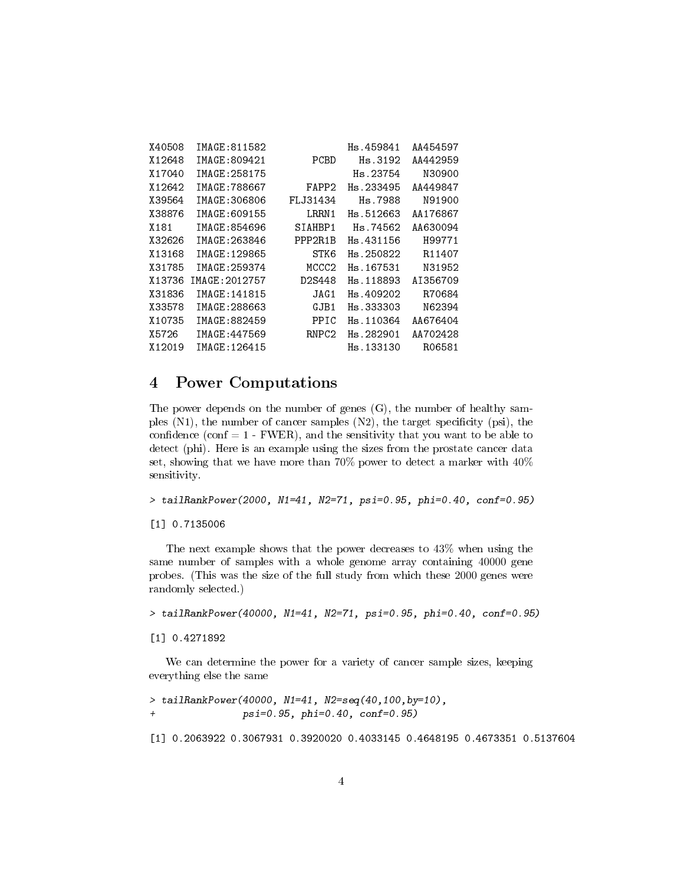```
X40508  IMAGE:811582                 Hs.459841  AA454597
X12648  IMAGE:809421        PCBD      Hs.3192  AA442959
X17040  IMAGE:258175                 Hs.23754    N30900
X12642  IMAGE:788667       FAPP2  Hs.233495  AA449847
X39564  IMAGE:306806    FLJ31434      Hs.7988    N91900
X38876  IMAGE:609155       LRRN1  Hs.512663  AA176867
X181    IMAGE:854696     SIAHBP1    Hs.74562  AA630094
X32626  IMAGE:263846     PPP2R1B  Hs.431156    H99771
X13168  IMAGE:129865        STK6  Hs.250822    R11407
X31785  IMAGE:259374       MCCC2  Hs.167531    N31952
X13736 IMAGE:2012757      D2S448  Hs.118893  AI356709
X31836  IMAGE:141815        JAG1  Hs.409202    R70684
X33578  IMAGE:288663        GJB1  Hs.333303    N62394
X10735  IMAGE:882459        PPIC  Hs.110364  AA676404
X5726   IMAGE:447569       RNPC2  Hs.282901  AA702428
X12019  IMAGE:126415                Hs.133130    R06581
```

## 4 Power Computations

The power depends on the number of genes (G), the number of healthy samples (N1), the number of cancer samples (N2), the target specificity (psi), the confidence (conf = 1 - FWER), and the sensitivity that you want to be able to detect (phi). Here is an example using the sizes from the prostate cancer data set, showing that we have more than 70% power to detect a marker with 40% sensitivity.

```
> tailRankPower(2000, N1=41, N2=71, psi=0.95, phi=0.40, conf=0.95)

[1] 0.7135006
```

The next example shows that the power decreases to 43% when using the same number of samples with a whole genome array containing 40000 gene probes. (This was the size of the full study from which these 2000 genes were randomly selected.)

```
> tailRankPower(40000, N1=41, N2=71, psi=0.95, phi=0.40, conf=0.95)

[1] 0.4271892
```

We can determine the power for a variety of cancer sample sizes, keeping everything else the same

```
> tailRankPower(40000, N1=41, N2=seq(40,100,by=10),
+               psi=0.95, phi=0.40, conf=0.95)

[1] 0.2063922 0.3067931 0.3920020 0.4033145 0.4648195 0.4673351 0.5137604
```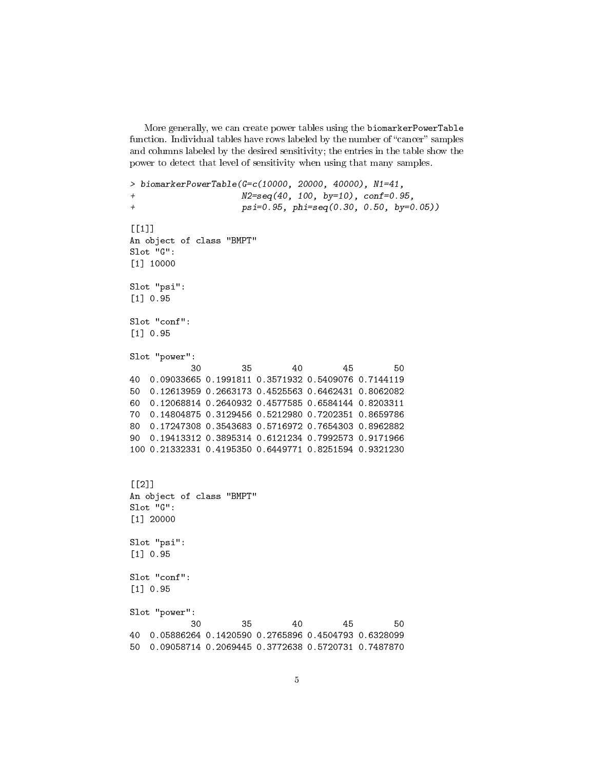More generally, we can create power tables using the `biomarkerPowerTable` function. Individual tables have rows labeled by the number of "cancer" samples and columns labeled by the desired sensitivity; the entries in the table show the power to detect that level of sensitivity when using that many samples.

```
> biomarkerPowerTable(G=c(10000, 20000, 40000), N1=41,
+                     N2=seq(40, 100, by=10), conf=0.95,
+                     psi=0.95, phi=seq(0.30, 0.50, by=0.05))

[[1]]
An object of class "BMPT"
Slot "G":
[1] 10000

Slot "psi":
[1] 0.95

Slot "conf":
[1] 0.95

Slot "power":
            30        35        40        45        50
40  0.09033665 0.1991811 0.3571932 0.5409076 0.7144119
50  0.12613959 0.2663173 0.4525563 0.6462431 0.8062082
60  0.12068814 0.2640932 0.4577585 0.6584144 0.8203311
70  0.14804875 0.3129456 0.5212980 0.7202351 0.8659786
80  0.17247308 0.3543683 0.5716972 0.7654303 0.8962882
90  0.19413312 0.3895314 0.6121234 0.7992573 0.9171966
100 0.21332331 0.4195350 0.6449771 0.8251594 0.9321230


[[2]]
An object of class "BMPT"
Slot "G":
[1] 20000

Slot "psi":
[1] 0.95

Slot "conf":
[1] 0.95

Slot "power":
            30        35        40        45        50
40  0.05886264 0.1420590 0.2765896 0.4504793 0.6328099
50  0.09058714 0.2069445 0.3772638 0.5720731 0.7487870
```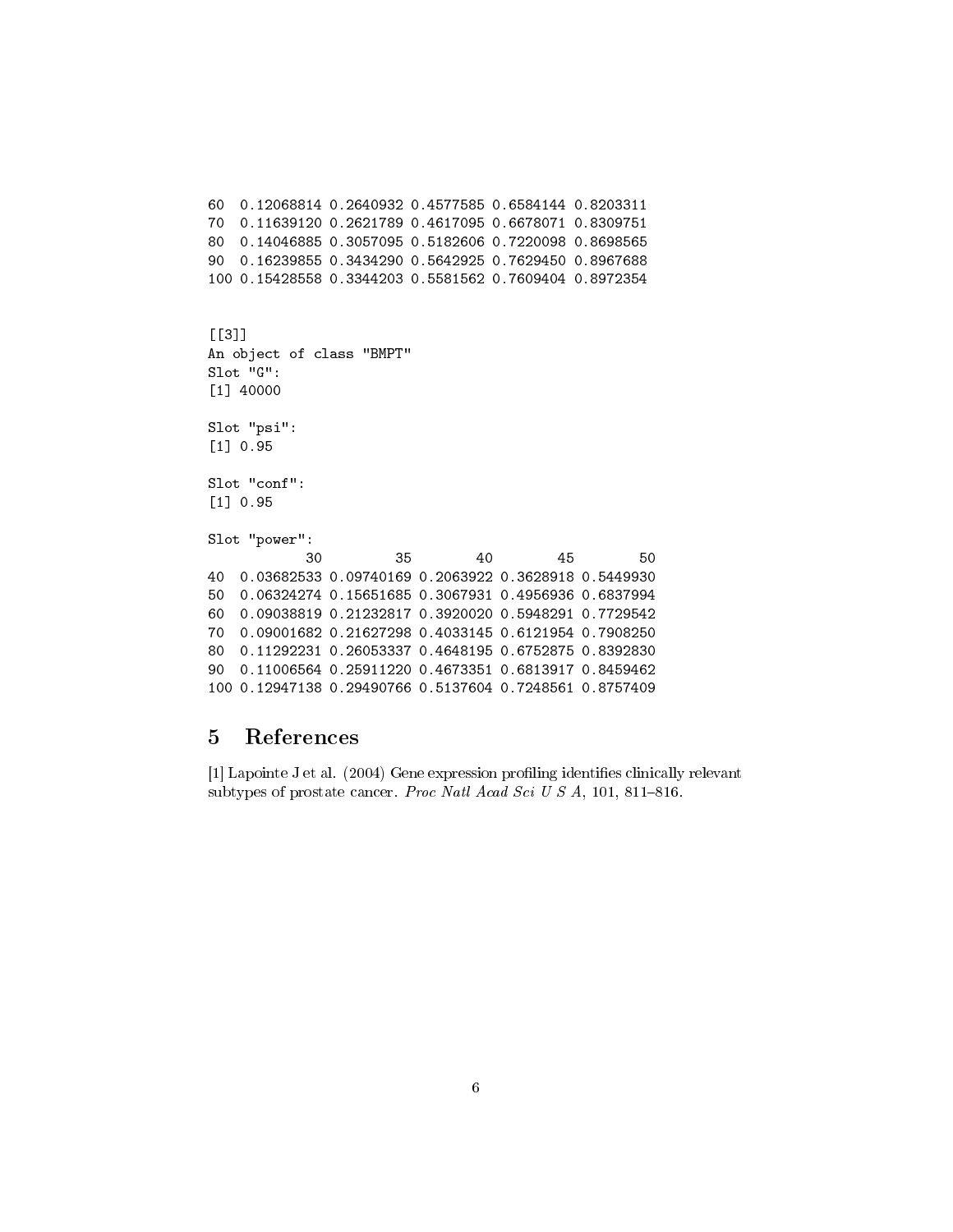```
60  0.12068814 0.2640932 0.4577585 0.6584144 0.8203311
70  0.11639120 0.2621789 0.4617095 0.6678071 0.8309751
80  0.14046885 0.3057095 0.5182606 0.7220098 0.8698565
90  0.16239855 0.3434290 0.5642925 0.7629450 0.8967688
100 0.15428558 0.3344203 0.5581562 0.7609404 0.8972354


[[3]]
An object of class "BMPT"
Slot "G":
[1] 40000

Slot "psi":
[1] 0.95

Slot "conf":
[1] 0.95

Slot "power":
            30         35        40        45        50
40  0.03682533 0.09740169 0.2063922 0.3628918 0.5449930
50  0.06324274 0.15651685 0.3067931 0.4956936 0.6837994
60  0.09038819 0.21232817 0.3920020 0.5948291 0.7729542
70  0.09001682 0.21627298 0.4033145 0.6121954 0.7908250
80  0.11292231 0.26053337 0.4648195 0.6752875 0.8392830
90  0.11006564 0.25911220 0.4673351 0.6813917 0.8459462
100 0.12947138 0.29490766 0.5137604 0.7248561 0.8757409
```

# 5 References

[1] Lapointe J et al. (2004) Gene expression profiling identifies clinically relevant subtypes of prostate cancer. *Proc Natl Acad Sci U S A*, 101, 811–816.